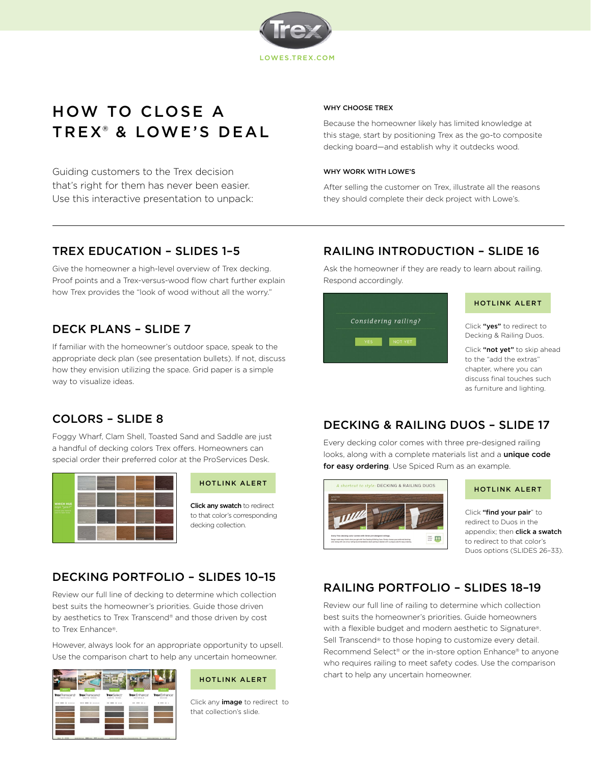LOWES.TREX.COM

# HOW TO CLOSE A TREX® & LOWE'S DEAL

Guiding customers to the Trex decision that's right for them has never been easier. Use this interactive presentation to unpack:

#### WHY CHOOSE TREX

Because the homeowner likely has limited knowledge at this stage, start by positioning Trex as the go-to composite decking board—and establish why it outdecks wood.

#### WHY WORK WITH LOWE'S

After selling the customer on Trex, illustrate all the reasons they should complete their deck project with Lowe's.

---

## TREX EDUCATION – SLIDES 1–5

Give the homeowner a high-level overview of Trex decking. Proof points and a Trex-versus-wood flow chart further explain how Trex provides the "look of wood without all the worry."

## DECK PLANS – SLIDE 7

If familiar with the homeowner's outdoor space, speak to the appropriate deck plan (see presentation bullets). If not, discuss how they envision utilizing the space. Grid paper is a simple way to visualize ideas.

## COLORS – SLIDE 8

Foggy Wharf, Clam Shell, Toasted Sand and Saddle are just a handful of decking colors Trex offers. Homeowners can special order their preferred color at the ProServices Desk.

**HOTLINK ALERT**

**Click any swatch** to redirect to that color's corresponding decking collection.

## DECKING PORTFOLIO – SLIDES 10–15

Review our full line of decking to determine which collection best suits the homeowner's priorities. Guide those driven by aesthetics to Trex Transcend® and those driven by cost to Trex Enhance®.

However, always look for an appropriate opportunity to upsell. Use the comparison chart to help any uncertain homeowner.

**HOTLINK ALERT**

Click any **image** to redirect to that collection's slide.

## RAILING INTRODUCTION – SLIDE 16

Ask the homeowner if they are ready to learn about railing. Respond accordingly.

**HOTLINK ALERT**

Click **"yes"** to redirect to Decking & Railing Duos.

Click **"not yet"** to skip ahead to the "add the extras" chapter, where you can discuss final touches such as furniture and lighting.

## DECKING & RAILING DUOS – SLIDE 17

Every decking color comes with three pre-designed railing looks, along with a complete materials list and a **unique code for easy ordering**. Use Spiced Rum as an example.

**HOTLINK ALERT**

Click **"find your pair"** to redirect to Duos in the appendix; then **click a swatch** to redirect to that color's Duos options (SLIDES 26–33).

## RAILING PORTFOLIO – SLIDES 18–19

Review our full line of railing to determine which collection best suits the homeowner's priorities. Guide homeowners with a flexible budget and modern aesthetic to Signature®. Sell Transcend® to those hoping to customize every detail. Recommend Select® or the in-store option Enhance® to anyone who requires railing to meet safety codes. Use the comparison chart to help any uncertain homeowner.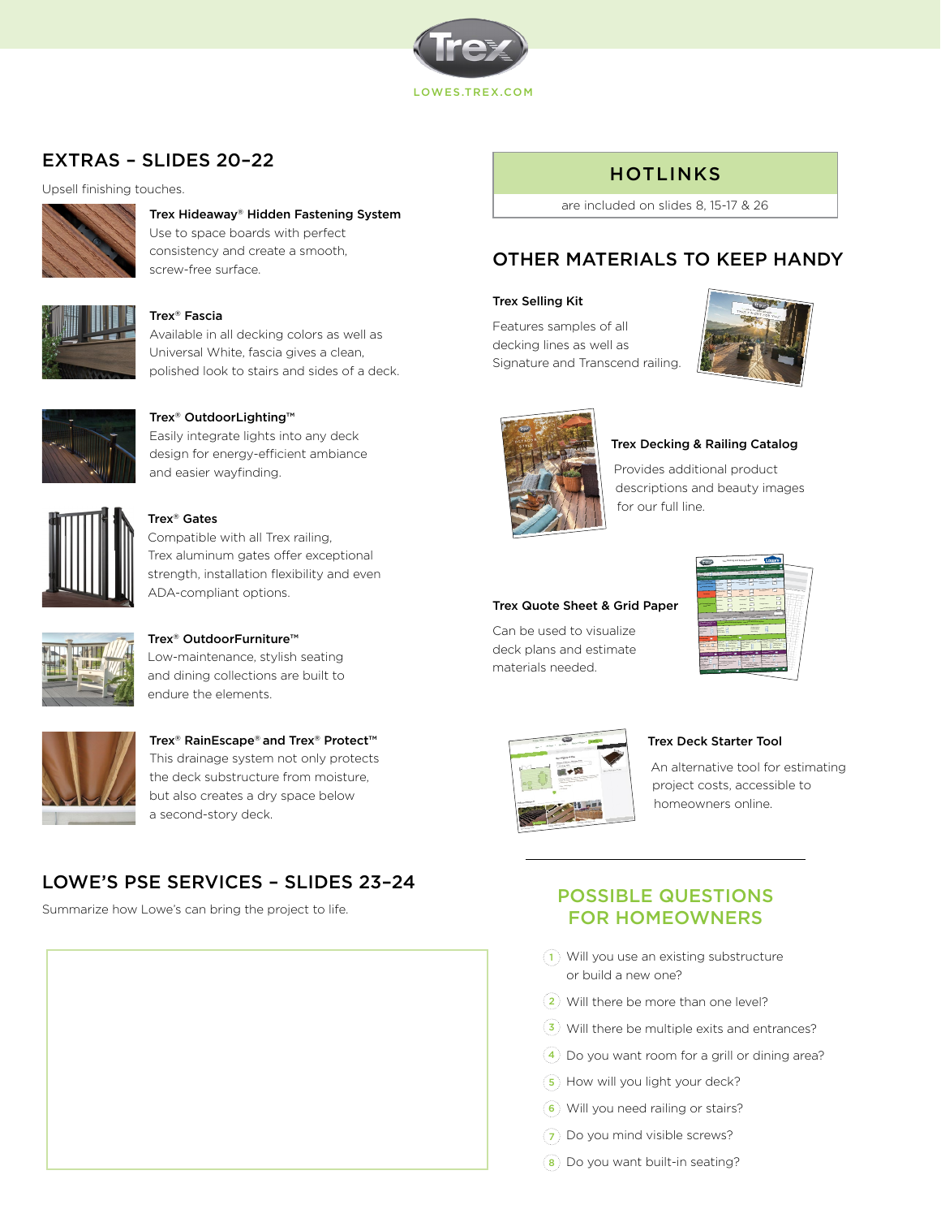LOWES.TREX.COM

## EXTRAS – SLIDES 20–22

Upsell finishing touches.

**Trex® Hideaway® Hidden Fastening System**
Use to space boards with perfect consistency and create a smooth, screw-free surface.

**Trex® Fascia**
Available in all decking colors as well as Universal White, fascia gives a clean, polished look to stairs and sides of a deck.

**Trex® OutdoorLighting™**
Easily integrate lights into any deck design for energy-efficient ambiance and easier wayfinding.

**Trex® Gates**
Compatible with all Trex railing, Trex aluminum gates offer exceptional strength, installation flexibility and even ADA-compliant options.

**Trex® OutdoorFurniture™**
Low-maintenance, stylish seating and dining collections are built to endure the elements.

**Trex® RainEscape® and Trex® Protect™**
This drainage system not only protects the deck substructure from moisture, but also creates a dry space below a second-story deck.

## LOWE'S PSE SERVICES – SLIDES 23–24

Summarize how Lowe's can bring the project to life.

## HOTLINKS

are included on slides 8, 15-17 & 26

## OTHER MATERIALS TO KEEP HANDY

**Trex Selling Kit**
Features samples of all decking lines as well as Signature and Transcend railing.

**Trex Decking & Railing Catalog**
Provides additional product descriptions and beauty images for our full line.

**Trex Quote Sheet & Grid Paper**
Can be used to visualize deck plans and estimate materials needed.

**Trex Deck Starter Tool**
An alternative tool for estimating project costs, accessible to homeowners online.

## POSSIBLE QUESTIONS FOR HOMEOWNERS

1. Will you use an existing substructure or build a new one?
2. Will there be more than one level?
3. Will there be multiple exits and entrances?
4. Do you want room for a grill or dining area?
5. How will you light your deck?
6. Will you need railing or stairs?
7. Do you mind visible screws?
8. Do you want built-in seating?